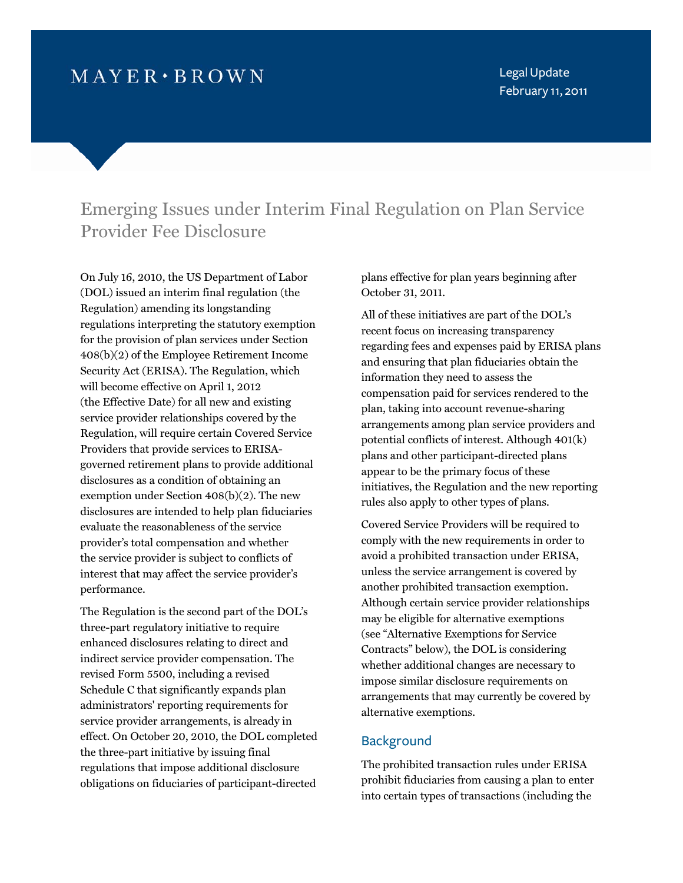MAYER • BROWN

Legal Update
February 11, 2011

# Emerging Issues under Interim Final Regulation on Plan Service Provider Fee Disclosure

On July 16, 2010, the US Department of Labor (DOL) issued an interim final regulation (the Regulation) amending its longstanding regulations interpreting the statutory exemption for the provision of plan services under Section 408(b)(2) of the Employee Retirement Income Security Act (ERISA). The Regulation, which will become effective on April 1, 2012 (the Effective Date) for all new and existing service provider relationships covered by the Regulation, will require certain Covered Service Providers that provide services to ERISA-governed retirement plans to provide additional disclosures as a condition of obtaining an exemption under Section 408(b)(2). The new disclosures are intended to help plan fiduciaries evaluate the reasonableness of the service provider's total compensation and whether the service provider is subject to conflicts of interest that may affect the service provider's performance.

The Regulation is the second part of the DOL's three-part regulatory initiative to require enhanced disclosures relating to direct and indirect service provider compensation. The revised Form 5500, including a revised Schedule C that significantly expands plan administrators' reporting requirements for service provider arrangements, is already in effect. On October 20, 2010, the DOL completed the three-part initiative by issuing final regulations that impose additional disclosure obligations on fiduciaries of participant-directed plans effective for plan years beginning after October 31, 2011.

All of these initiatives are part of the DOL's recent focus on increasing transparency regarding fees and expenses paid by ERISA plans and ensuring that plan fiduciaries obtain the information they need to assess the compensation paid for services rendered to the plan, taking into account revenue-sharing arrangements among plan service providers and potential conflicts of interest. Although 401(k) plans and other participant-directed plans appear to be the primary focus of these initiatives, the Regulation and the new reporting rules also apply to other types of plans.

Covered Service Providers will be required to comply with the new requirements in order to avoid a prohibited transaction under ERISA, unless the service arrangement is covered by another prohibited transaction exemption. Although certain service provider relationships may be eligible for alternative exemptions (see "Alternative Exemptions for Service Contracts" below), the DOL is considering whether additional changes are necessary to impose similar disclosure requirements on arrangements that may currently be covered by alternative exemptions.

## Background

The prohibited transaction rules under ERISA prohibit fiduciaries from causing a plan to enter into certain types of transactions (including the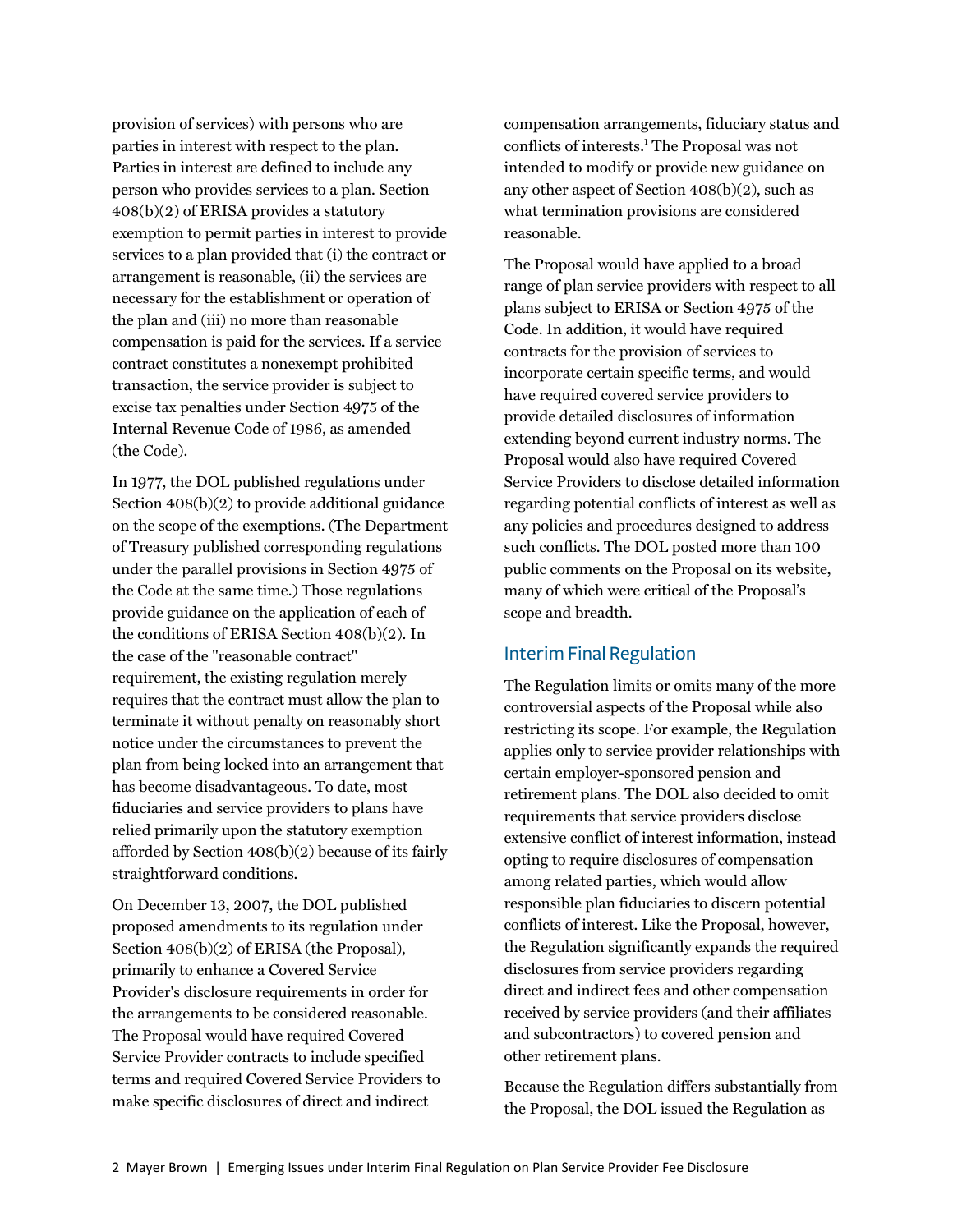provision of services) with persons who are parties in interest with respect to the plan. Parties in interest are defined to include any person who provides services to a plan. Section 408(b)(2) of ERISA provides a statutory exemption to permit parties in interest to provide services to a plan provided that (i) the contract or arrangement is reasonable, (ii) the services are necessary for the establishment or operation of the plan and (iii) no more than reasonable compensation is paid for the services. If a service contract constitutes a nonexempt prohibited transaction, the service provider is subject to excise tax penalties under Section 4975 of the Internal Revenue Code of 1986, as amended (the Code).

In 1977, the DOL published regulations under Section 408(b)(2) to provide additional guidance on the scope of the exemptions. (The Department of Treasury published corresponding regulations under the parallel provisions in Section 4975 of the Code at the same time.) Those regulations provide guidance on the application of each of the conditions of ERISA Section 408(b)(2). In the case of the "reasonable contract" requirement, the existing regulation merely requires that the contract must allow the plan to terminate it without penalty on reasonably short notice under the circumstances to prevent the plan from being locked into an arrangement that has become disadvantageous. To date, most fiduciaries and service providers to plans have relied primarily upon the statutory exemption afforded by Section 408(b)(2) because of its fairly straightforward conditions.

On December 13, 2007, the DOL published proposed amendments to its regulation under Section 408(b)(2) of ERISA (the Proposal), primarily to enhance a Covered Service Provider's disclosure requirements in order for the arrangements to be considered reasonable. The Proposal would have required Covered Service Provider contracts to include specified terms and required Covered Service Providers to make specific disclosures of direct and indirect compensation arrangements, fiduciary status and conflicts of interests.[1] The Proposal was not intended to modify or provide new guidance on any other aspect of Section 408(b)(2), such as what termination provisions are considered reasonable.

The Proposal would have applied to a broad range of plan service providers with respect to all plans subject to ERISA or Section 4975 of the Code. In addition, it would have required contracts for the provision of services to incorporate certain specific terms, and would have required covered service providers to provide detailed disclosures of information extending beyond current industry norms. The Proposal would also have required Covered Service Providers to disclose detailed information regarding potential conflicts of interest as well as any policies and procedures designed to address such conflicts. The DOL posted more than 100 public comments on the Proposal on its website, many of which were critical of the Proposal's scope and breadth.

## Interim Final Regulation

The Regulation limits or omits many of the more controversial aspects of the Proposal while also restricting its scope. For example, the Regulation applies only to service provider relationships with certain employer-sponsored pension and retirement plans. The DOL also decided to omit requirements that service providers disclose extensive conflict of interest information, instead opting to require disclosures of compensation among related parties, which would allow responsible plan fiduciaries to discern potential conflicts of interest. Like the Proposal, however, the Regulation significantly expands the required disclosures from service providers regarding direct and indirect fees and other compensation received by service providers (and their affiliates and subcontractors) to covered pension and other retirement plans.

Because the Regulation differs substantially from the Proposal, the DOL issued the Regulation as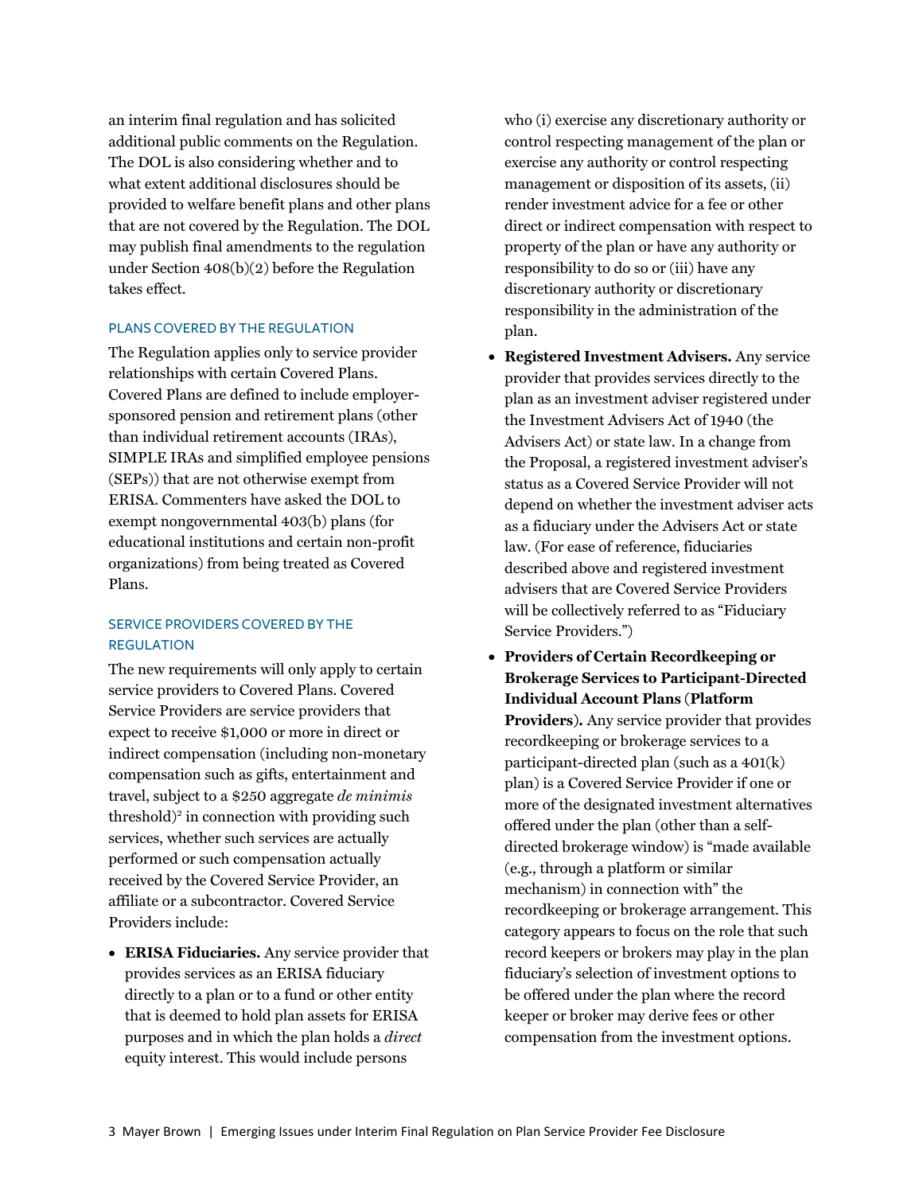an interim final regulation and has solicited additional public comments on the Regulation. The DOL is also considering whether and to what extent additional disclosures should be provided to welfare benefit plans and other plans that are not covered by the Regulation. The DOL may publish final amendments to the regulation under Section 408(b)(2) before the Regulation takes effect.

### PLANS COVERED BY THE REGULATION

The Regulation applies only to service provider relationships with certain Covered Plans. Covered Plans are defined to include employer-sponsored pension and retirement plans (other than individual retirement accounts (IRAs), SIMPLE IRAs and simplified employee pensions (SEPs)) that are not otherwise exempt from ERISA. Commenters have asked the DOL to exempt nongovernmental 403(b) plans (for educational institutions and certain non-profit organizations) from being treated as Covered Plans.

### SERVICE PROVIDERS COVERED BY THE REGULATION

The new requirements will only apply to certain service providers to Covered Plans. Covered Service Providers are service providers that expect to receive $1,000 or more in direct or indirect compensation (including non-monetary compensation such as gifts, entertainment and travel, subject to a $250 aggregate *de minimis* threshold)[2] in connection with providing such services, whether such services are actually performed or such compensation actually received by the Covered Service Provider, an affiliate or a subcontractor. Covered Service Providers include:

- **ERISA Fiduciaries.** Any service provider that provides services as an ERISA fiduciary directly to a plan or to a fund or other entity that is deemed to hold plan assets for ERISA purposes and in which the plan holds a *direct* equity interest. This would include persons who (i) exercise any discretionary authority or control respecting management of the plan or exercise any authority or control respecting management or disposition of its assets, (ii) render investment advice for a fee or other direct or indirect compensation with respect to property of the plan or have any authority or responsibility to do so or (iii) have any discretionary authority or discretionary responsibility in the administration of the plan.
- **Registered Investment Advisers.** Any service provider that provides services directly to the plan as an investment adviser registered under the Investment Advisers Act of 1940 (the Advisers Act) or state law. In a change from the Proposal, a registered investment adviser's status as a Covered Service Provider will not depend on whether the investment adviser acts as a fiduciary under the Advisers Act or state law. (For ease of reference, fiduciaries described above and registered investment advisers that are Covered Service Providers will be collectively referred to as "Fiduciary Service Providers.")
- **Providers of Certain Recordkeeping or Brokerage Services to Participant-Directed Individual Account Plans (Platform Providers).** Any service provider that provides recordkeeping or brokerage services to a participant-directed plan (such as a 401(k) plan) is a Covered Service Provider if one or more of the designated investment alternatives offered under the plan (other than a self-directed brokerage window) is "made available (e.g., through a platform or similar mechanism) in connection with" the recordkeeping or brokerage arrangement. This category appears to focus on the role that such record keepers or brokers may play in the plan fiduciary's selection of investment options to be offered under the plan where the record keeper or broker may derive fees or other compensation from the investment options.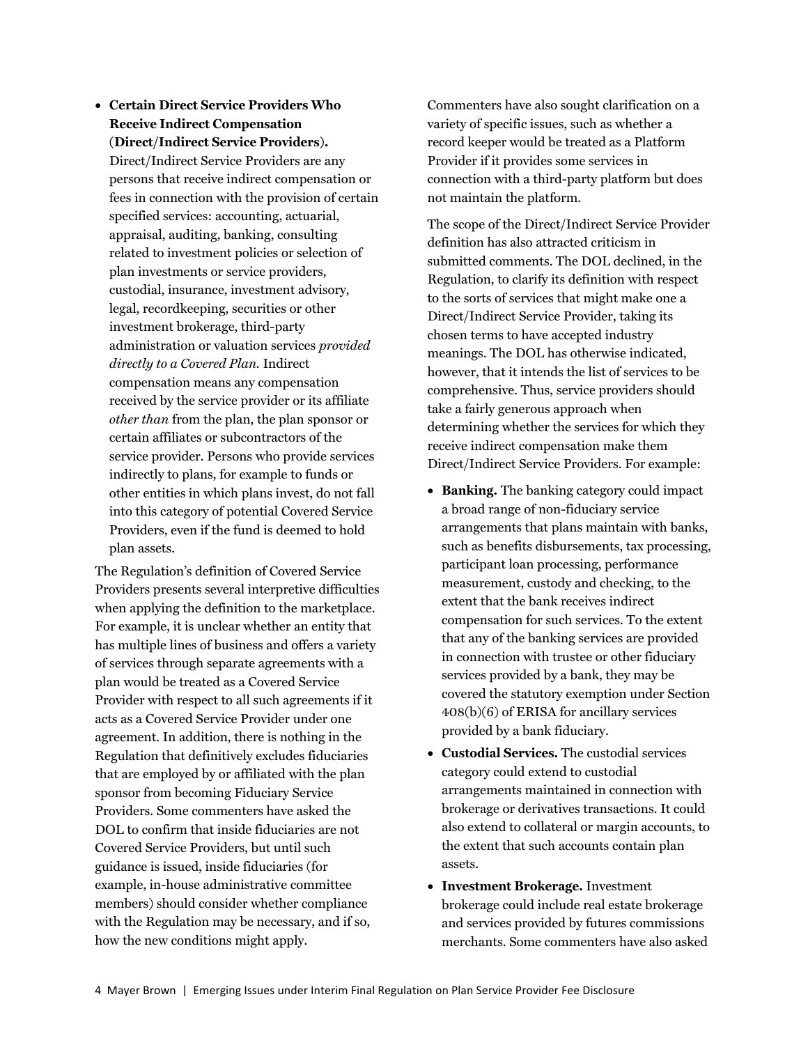- **Certain Direct Service Providers Who Receive Indirect Compensation (Direct/Indirect Service Providers).** Direct/Indirect Service Providers are any persons that receive indirect compensation or fees in connection with the provision of certain specified services: accounting, actuarial, appraisal, auditing, banking, consulting related to investment policies or selection of plan investments or service providers, custodial, insurance, investment advisory, legal, recordkeeping, securities or other investment brokerage, third-party administration or valuation services *provided directly to a Covered Plan.* Indirect compensation means any compensation received by the service provider or its affiliate *other than* from the plan, the plan sponsor or certain affiliates or subcontractors of the service provider. Persons who provide services indirectly to plans, for example to funds or other entities in which plans invest, do not fall into this category of potential Covered Service Providers, even if the fund is deemed to hold plan assets.

The Regulation's definition of Covered Service Providers presents several interpretive difficulties when applying the definition to the marketplace. For example, it is unclear whether an entity that has multiple lines of business and offers a variety of services through separate agreements with a plan would be treated as a Covered Service Provider with respect to all such agreements if it acts as a Covered Service Provider under one agreement. In addition, there is nothing in the Regulation that definitively excludes fiduciaries that are employed by or affiliated with the plan sponsor from becoming Fiduciary Service Providers. Some commenters have asked the DOL to confirm that inside fiduciaries are not Covered Service Providers, but until such guidance is issued, inside fiduciaries (for example, in-house administrative committee members) should consider whether compliance with the Regulation may be necessary, and if so, how the new conditions might apply.

Commenters have also sought clarification on a variety of specific issues, such as whether a record keeper would be treated as a Platform Provider if it provides some services in connection with a third-party platform but does not maintain the platform.

The scope of the Direct/Indirect Service Provider definition has also attracted criticism in submitted comments. The DOL declined, in the Regulation, to clarify its definition with respect to the sorts of services that might make one a Direct/Indirect Service Provider, taking its chosen terms to have accepted industry meanings. The DOL has otherwise indicated, however, that it intends the list of services to be comprehensive. Thus, service providers should take a fairly generous approach when determining whether the services for which they receive indirect compensation make them Direct/Indirect Service Providers. For example:

- **Banking.** The banking category could impact a broad range of non-fiduciary service arrangements that plans maintain with banks, such as benefits disbursements, tax processing, participant loan processing, performance measurement, custody and checking, to the extent that the bank receives indirect compensation for such services. To the extent that any of the banking services are provided in connection with trustee or other fiduciary services provided by a bank, they may be covered the statutory exemption under Section 408(b)(6) of ERISA for ancillary services provided by a bank fiduciary.
- **Custodial Services.** The custodial services category could extend to custodial arrangements maintained in connection with brokerage or derivatives transactions. It could also extend to collateral or margin accounts, to the extent that such accounts contain plan assets.
- **Investment Brokerage.** Investment brokerage could include real estate brokerage and services provided by futures commissions merchants. Some commenters have also asked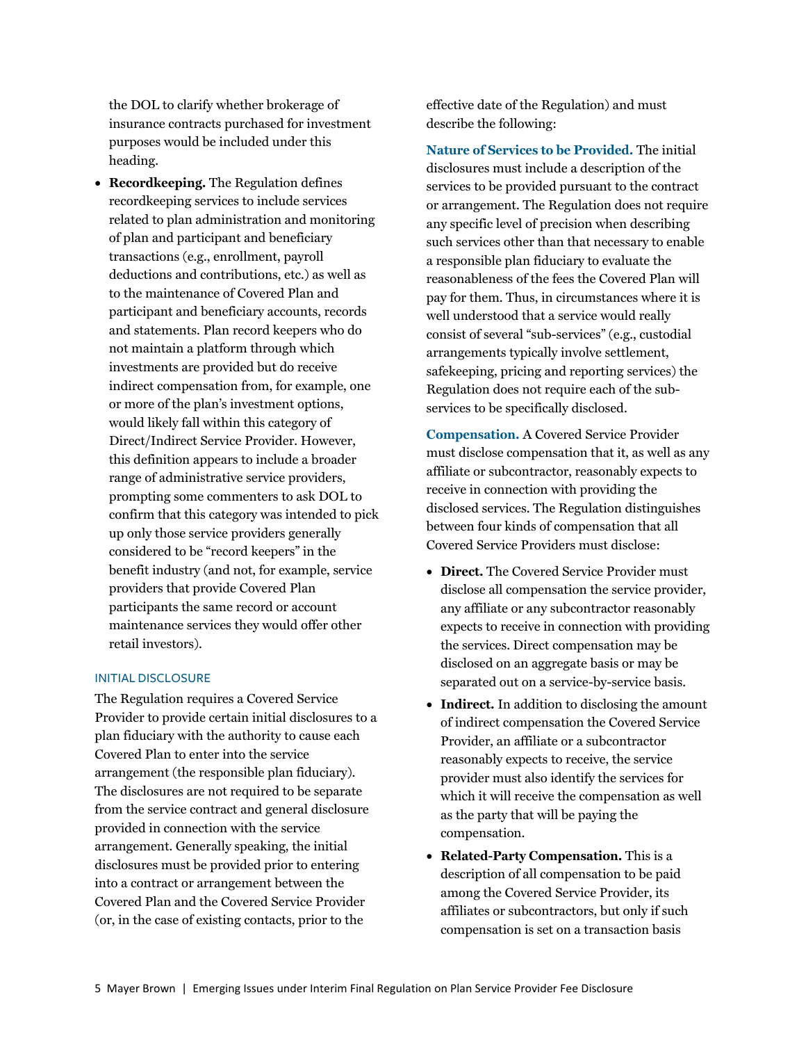the DOL to clarify whether brokerage of insurance contracts purchased for investment purposes would be included under this heading.

- **Recordkeeping.** The Regulation defines recordkeeping services to include services related to plan administration and monitoring of plan and participant and beneficiary transactions (e.g., enrollment, payroll deductions and contributions, etc.) as well as to the maintenance of Covered Plan and participant and beneficiary accounts, records and statements. Plan record keepers who do not maintain a platform through which investments are provided but do receive indirect compensation from, for example, one or more of the plan's investment options, would likely fall within this category of Direct/Indirect Service Provider. However, this definition appears to include a broader range of administrative service providers, prompting some commenters to ask DOL to confirm that this category was intended to pick up only those service providers generally considered to be "record keepers" in the benefit industry (and not, for example, service providers that provide Covered Plan participants the same record or account maintenance services they would offer other retail investors).

### INITIAL DISCLOSURE

The Regulation requires a Covered Service Provider to provide certain initial disclosures to a plan fiduciary with the authority to cause each Covered Plan to enter into the service arrangement (the responsible plan fiduciary). The disclosures are not required to be separate from the service contract and general disclosure provided in connection with the service arrangement. Generally speaking, the initial disclosures must be provided prior to entering into a contract or arrangement between the Covered Plan and the Covered Service Provider (or, in the case of existing contacts, prior to the effective date of the Regulation) and must describe the following:

**Nature of Services to be Provided.** The initial disclosures must include a description of the services to be provided pursuant to the contract or arrangement. The Regulation does not require any specific level of precision when describing such services other than that necessary to enable a responsible plan fiduciary to evaluate the reasonableness of the fees the Covered Plan will pay for them. Thus, in circumstances where it is well understood that a service would really consist of several "sub-services" (e.g., custodial arrangements typically involve settlement, safekeeping, pricing and reporting services) the Regulation does not require each of the sub-services to be specifically disclosed.

**Compensation.** A Covered Service Provider must disclose compensation that it, as well as any affiliate or subcontractor, reasonably expects to receive in connection with providing the disclosed services. The Regulation distinguishes between four kinds of compensation that all Covered Service Providers must disclose:

- **Direct.** The Covered Service Provider must disclose all compensation the service provider, any affiliate or any subcontractor reasonably expects to receive in connection with providing the services. Direct compensation may be disclosed on an aggregate basis or may be separated out on a service-by-service basis.
- **Indirect.** In addition to disclosing the amount of indirect compensation the Covered Service Provider, an affiliate or a subcontractor reasonably expects to receive, the service provider must also identify the services for which it will receive the compensation as well as the party that will be paying the compensation.
- **Related-Party Compensation.** This is a description of all compensation to be paid among the Covered Service Provider, its affiliates or subcontractors, but only if such compensation is set on a transaction basis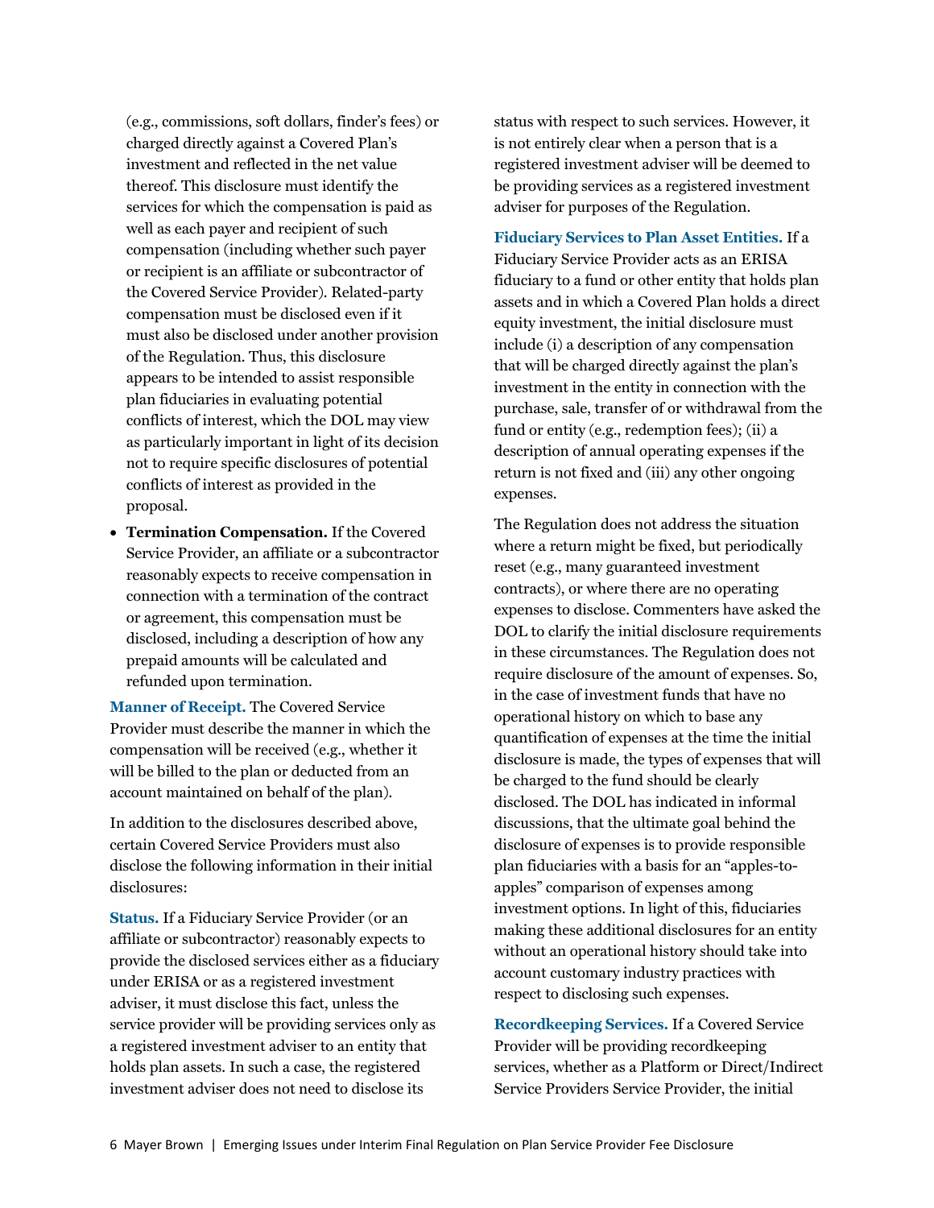(e.g., commissions, soft dollars, finder's fees) or charged directly against a Covered Plan's investment and reflected in the net value thereof. This disclosure must identify the services for which the compensation is paid as well as each payer and recipient of such compensation (including whether such payer or recipient is an affiliate or subcontractor of the Covered Service Provider). Related-party compensation must be disclosed even if it must also be disclosed under another provision of the Regulation. Thus, this disclosure appears to be intended to assist responsible plan fiduciaries in evaluating potential conflicts of interest, which the DOL may view as particularly important in light of its decision not to require specific disclosures of potential conflicts of interest as provided in the proposal.

- **Termination Compensation.** If the Covered Service Provider, an affiliate or a subcontractor reasonably expects to receive compensation in connection with a termination of the contract or agreement, this compensation must be disclosed, including a description of how any prepaid amounts will be calculated and refunded upon termination.

**Manner of Receipt.** The Covered Service Provider must describe the manner in which the compensation will be received (e.g., whether it will be billed to the plan or deducted from an account maintained on behalf of the plan).

In addition to the disclosures described above, certain Covered Service Providers must also disclose the following information in their initial disclosures:

**Status.** If a Fiduciary Service Provider (or an affiliate or subcontractor) reasonably expects to provide the disclosed services either as a fiduciary under ERISA or as a registered investment adviser, it must disclose this fact, unless the service provider will be providing services only as a registered investment adviser to an entity that holds plan assets. In such a case, the registered investment adviser does not need to disclose its status with respect to such services. However, it is not entirely clear when a person that is a registered investment adviser will be deemed to be providing services as a registered investment adviser for purposes of the Regulation.

**Fiduciary Services to Plan Asset Entities.** If a Fiduciary Service Provider acts as an ERISA fiduciary to a fund or other entity that holds plan assets and in which a Covered Plan holds a direct equity investment, the initial disclosure must include (i) a description of any compensation that will be charged directly against the plan's investment in the entity in connection with the purchase, sale, transfer of or withdrawal from the fund or entity (e.g., redemption fees); (ii) a description of annual operating expenses if the return is not fixed and (iii) any other ongoing expenses.

The Regulation does not address the situation where a return might be fixed, but periodically reset (e.g., many guaranteed investment contracts), or where there are no operating expenses to disclose. Commenters have asked the DOL to clarify the initial disclosure requirements in these circumstances. The Regulation does not require disclosure of the amount of expenses. So, in the case of investment funds that have no operational history on which to base any quantification of expenses at the time the initial disclosure is made, the types of expenses that will be charged to the fund should be clearly disclosed. The DOL has indicated in informal discussions, that the ultimate goal behind the disclosure of expenses is to provide responsible plan fiduciaries with a basis for an "apples-to-apples" comparison of expenses among investment options. In light of this, fiduciaries making these additional disclosures for an entity without an operational history should take into account customary industry practices with respect to disclosing such expenses.

**Recordkeeping Services.** If a Covered Service Provider will be providing recordkeeping services, whether as a Platform or Direct/Indirect Service Providers Service Provider, the initial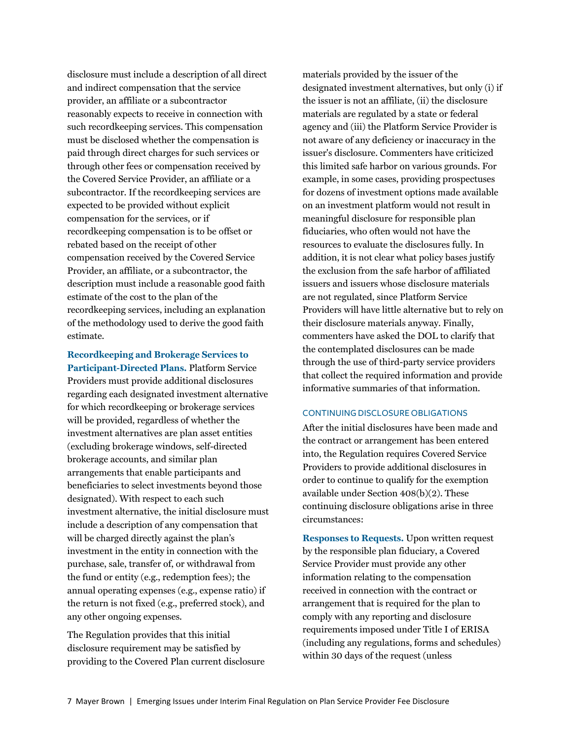disclosure must include a description of all direct and indirect compensation that the service provider, an affiliate or a subcontractor reasonably expects to receive in connection with such recordkeeping services. This compensation must be disclosed whether the compensation is paid through direct charges for such services or through other fees or compensation received by the Covered Service Provider, an affiliate or a subcontractor. If the recordkeeping services are expected to be provided without explicit compensation for the services, or if recordkeeping compensation is to be offset or rebated based on the receipt of other compensation received by the Covered Service Provider, an affiliate, or a subcontractor, the description must include a reasonable good faith estimate of the cost to the plan of the recordkeeping services, including an explanation of the methodology used to derive the good faith estimate.

**Recordkeeping and Brokerage Services to Participant-Directed Plans.** Platform Service Providers must provide additional disclosures regarding each designated investment alternative for which recordkeeping or brokerage services will be provided, regardless of whether the investment alternatives are plan asset entities (excluding brokerage windows, self-directed brokerage accounts, and similar plan arrangements that enable participants and beneficiaries to select investments beyond those designated). With respect to each such investment alternative, the initial disclosure must include a description of any compensation that will be charged directly against the plan's investment in the entity in connection with the purchase, sale, transfer of, or withdrawal from the fund or entity (e.g., redemption fees); the annual operating expenses (e.g., expense ratio) if the return is not fixed (e.g., preferred stock), and any other ongoing expenses.

The Regulation provides that this initial disclosure requirement may be satisfied by providing to the Covered Plan current disclosure materials provided by the issuer of the designated investment alternatives, but only (i) if the issuer is not an affiliate, (ii) the disclosure materials are regulated by a state or federal agency and (iii) the Platform Service Provider is not aware of any deficiency or inaccuracy in the issuer's disclosure. Commenters have criticized this limited safe harbor on various grounds. For example, in some cases, providing prospectuses for dozens of investment options made available on an investment platform would not result in meaningful disclosure for responsible plan fiduciaries, who often would not have the resources to evaluate the disclosures fully. In addition, it is not clear what policy bases justify the exclusion from the safe harbor of affiliated issuers and issuers whose disclosure materials are not regulated, since Platform Service Providers will have little alternative but to rely on their disclosure materials anyway. Finally, commenters have asked the DOL to clarify that the contemplated disclosures can be made through the use of third-party service providers that collect the required information and provide informative summaries of that information.

### CONTINUING DISCLOSURE OBLIGATIONS

After the initial disclosures have been made and the contract or arrangement has been entered into, the Regulation requires Covered Service Providers to provide additional disclosures in order to continue to qualify for the exemption available under Section 408(b)(2). These continuing disclosure obligations arise in three circumstances:

**Responses to Requests.** Upon written request by the responsible plan fiduciary, a Covered Service Provider must provide any other information relating to the compensation received in connection with the contract or arrangement that is required for the plan to comply with any reporting and disclosure requirements imposed under Title I of ERISA (including any regulations, forms and schedules) within 30 days of the request (unless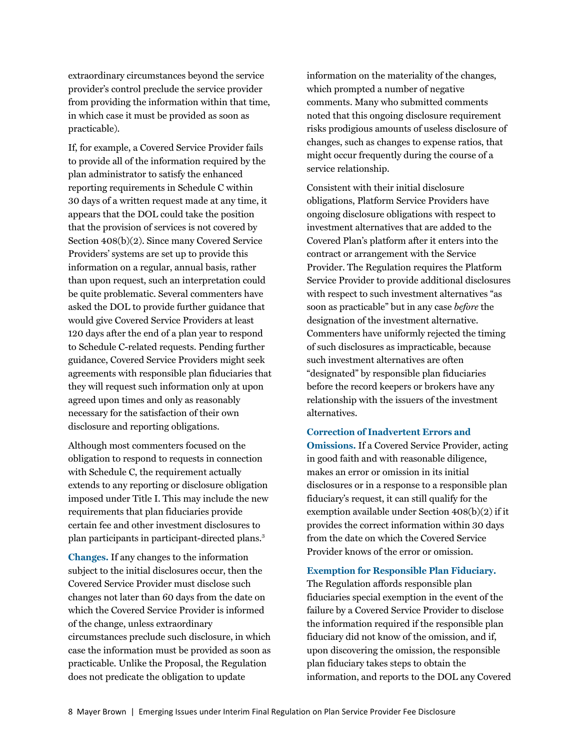extraordinary circumstances beyond the service provider's control preclude the service provider from providing the information within that time, in which case it must be provided as soon as practicable).

If, for example, a Covered Service Provider fails to provide all of the information required by the plan administrator to satisfy the enhanced reporting requirements in Schedule C within 30 days of a written request made at any time, it appears that the DOL could take the position that the provision of services is not covered by Section 408(b)(2). Since many Covered Service Providers' systems are set up to provide this information on a regular, annual basis, rather than upon request, such an interpretation could be quite problematic. Several commenters have asked the DOL to provide further guidance that would give Covered Service Providers at least 120 days after the end of a plan year to respond to Schedule C-related requests. Pending further guidance, Covered Service Providers might seek agreements with responsible plan fiduciaries that they will request such information only at upon agreed upon times and only as reasonably necessary for the satisfaction of their own disclosure and reporting obligations.

Although most commenters focused on the obligation to respond to requests in connection with Schedule C, the requirement actually extends to any reporting or disclosure obligation imposed under Title I. This may include the new requirements that plan fiduciaries provide certain fee and other investment disclosures to plan participants in participant-directed plans.[3]

**Changes.** If any changes to the information subject to the initial disclosures occur, then the Covered Service Provider must disclose such changes not later than 60 days from the date on which the Covered Service Provider is informed of the change, unless extraordinary circumstances preclude such disclosure, in which case the information must be provided as soon as practicable. Unlike the Proposal, the Regulation does not predicate the obligation to update information on the materiality of the changes, which prompted a number of negative comments. Many who submitted comments noted that this ongoing disclosure requirement risks prodigious amounts of useless disclosure of changes, such as changes to expense ratios, that might occur frequently during the course of a service relationship.

Consistent with their initial disclosure obligations, Platform Service Providers have ongoing disclosure obligations with respect to investment alternatives that are added to the Covered Plan's platform after it enters into the contract or arrangement with the Service Provider. The Regulation requires the Platform Service Provider to provide additional disclosures with respect to such investment alternatives "as soon as practicable" but in any case *before* the designation of the investment alternative. Commenters have uniformly rejected the timing of such disclosures as impracticable, because such investment alternatives are often "designated" by responsible plan fiduciaries before the record keepers or brokers have any relationship with the issuers of the investment alternatives.

**Correction of Inadvertent Errors and Omissions.** If a Covered Service Provider, acting in good faith and with reasonable diligence, makes an error or omission in its initial disclosures or in a response to a responsible plan fiduciary's request, it can still qualify for the exemption available under Section 408(b)(2) if it provides the correct information within 30 days from the date on which the Covered Service Provider knows of the error or omission.

**Exemption for Responsible Plan Fiduciary.** The Regulation affords responsible plan fiduciaries special exemption in the event of the failure by a Covered Service Provider to disclose the information required if the responsible plan fiduciary did not know of the omission, and if, upon discovering the omission, the responsible plan fiduciary takes steps to obtain the information, and reports to the DOL any Covered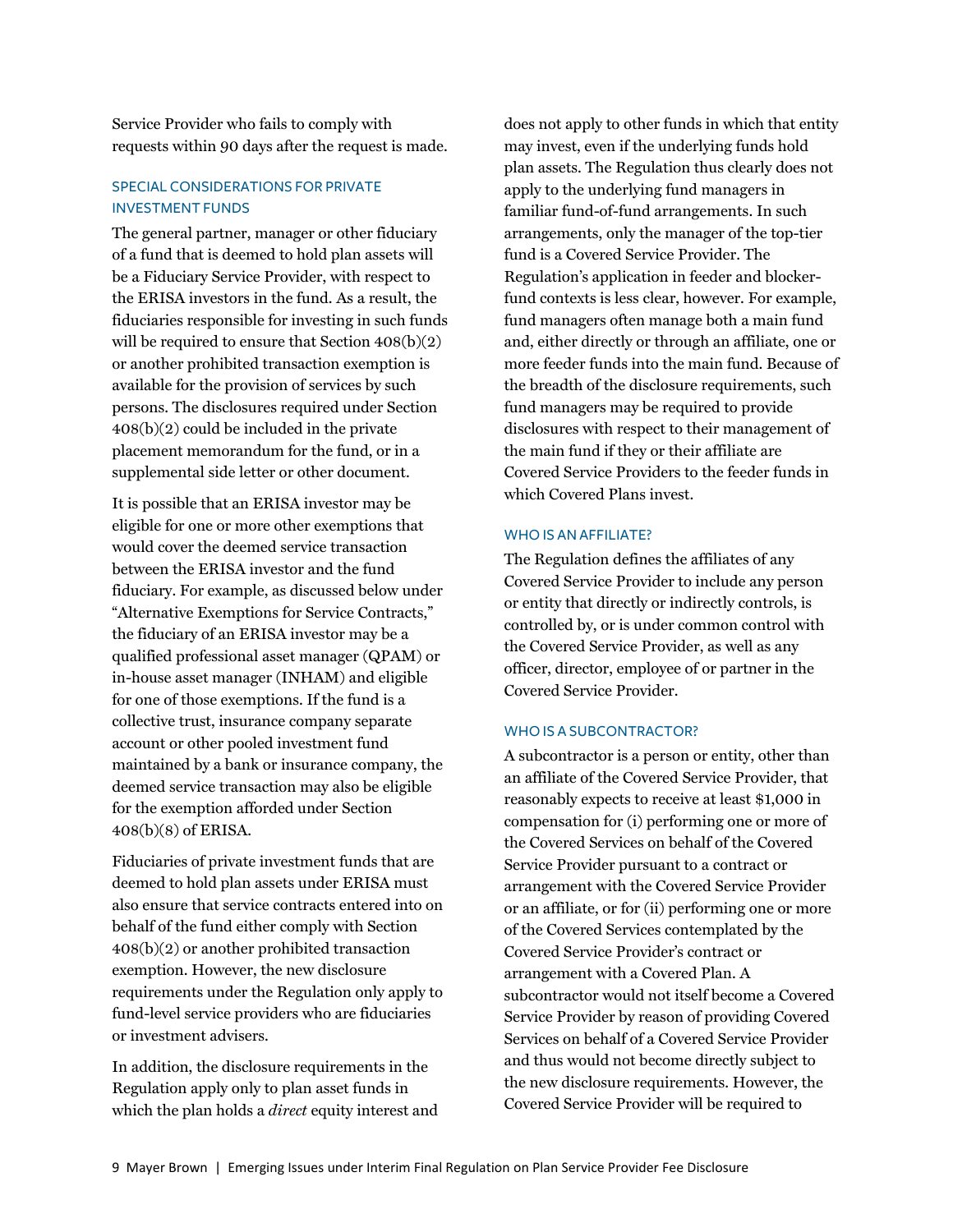Service Provider who fails to comply with requests within 90 days after the request is made.

### SPECIAL CONSIDERATIONS FOR PRIVATE INVESTMENT FUNDS

The general partner, manager or other fiduciary of a fund that is deemed to hold plan assets will be a Fiduciary Service Provider, with respect to the ERISA investors in the fund. As a result, the fiduciaries responsible for investing in such funds will be required to ensure that Section 408(b)(2) or another prohibited transaction exemption is available for the provision of services by such persons. The disclosures required under Section 408(b)(2) could be included in the private placement memorandum for the fund, or in a supplemental side letter or other document.

It is possible that an ERISA investor may be eligible for one or more other exemptions that would cover the deemed service transaction between the ERISA investor and the fund fiduciary. For example, as discussed below under "Alternative Exemptions for Service Contracts," the fiduciary of an ERISA investor may be a qualified professional asset manager (QPAM) or in-house asset manager (INHAM) and eligible for one of those exemptions. If the fund is a collective trust, insurance company separate account or other pooled investment fund maintained by a bank or insurance company, the deemed service transaction may also be eligible for the exemption afforded under Section 408(b)(8) of ERISA.

Fiduciaries of private investment funds that are deemed to hold plan assets under ERISA must also ensure that service contracts entered into on behalf of the fund either comply with Section 408(b)(2) or another prohibited transaction exemption. However, the new disclosure requirements under the Regulation only apply to fund-level service providers who are fiduciaries or investment advisers.

In addition, the disclosure requirements in the Regulation apply only to plan asset funds in which the plan holds a *direct* equity interest and does not apply to other funds in which that entity may invest, even if the underlying funds hold plan assets. The Regulation thus clearly does not apply to the underlying fund managers in familiar fund-of-fund arrangements. In such arrangements, only the manager of the top-tier fund is a Covered Service Provider. The Regulation's application in feeder and blocker-fund contexts is less clear, however. For example, fund managers often manage both a main fund and, either directly or through an affiliate, one or more feeder funds into the main fund. Because of the breadth of the disclosure requirements, such fund managers may be required to provide disclosures with respect to their management of the main fund if they or their affiliate are Covered Service Providers to the feeder funds in which Covered Plans invest.

### WHO IS AN AFFILIATE?

The Regulation defines the affiliates of any Covered Service Provider to include any person or entity that directly or indirectly controls, is controlled by, or is under common control with the Covered Service Provider, as well as any officer, director, employee of or partner in the Covered Service Provider.

### WHO IS A SUBCONTRACTOR?

A subcontractor is a person or entity, other than an affiliate of the Covered Service Provider, that reasonably expects to receive at least $1,000 in compensation for (i) performing one or more of the Covered Services on behalf of the Covered Service Provider pursuant to a contract or arrangement with the Covered Service Provider or an affiliate, or for (ii) performing one or more of the Covered Services contemplated by the Covered Service Provider's contract or arrangement with a Covered Plan. A subcontractor would not itself become a Covered Service Provider by reason of providing Covered Services on behalf of a Covered Service Provider and thus would not become directly subject to the new disclosure requirements. However, the Covered Service Provider will be required to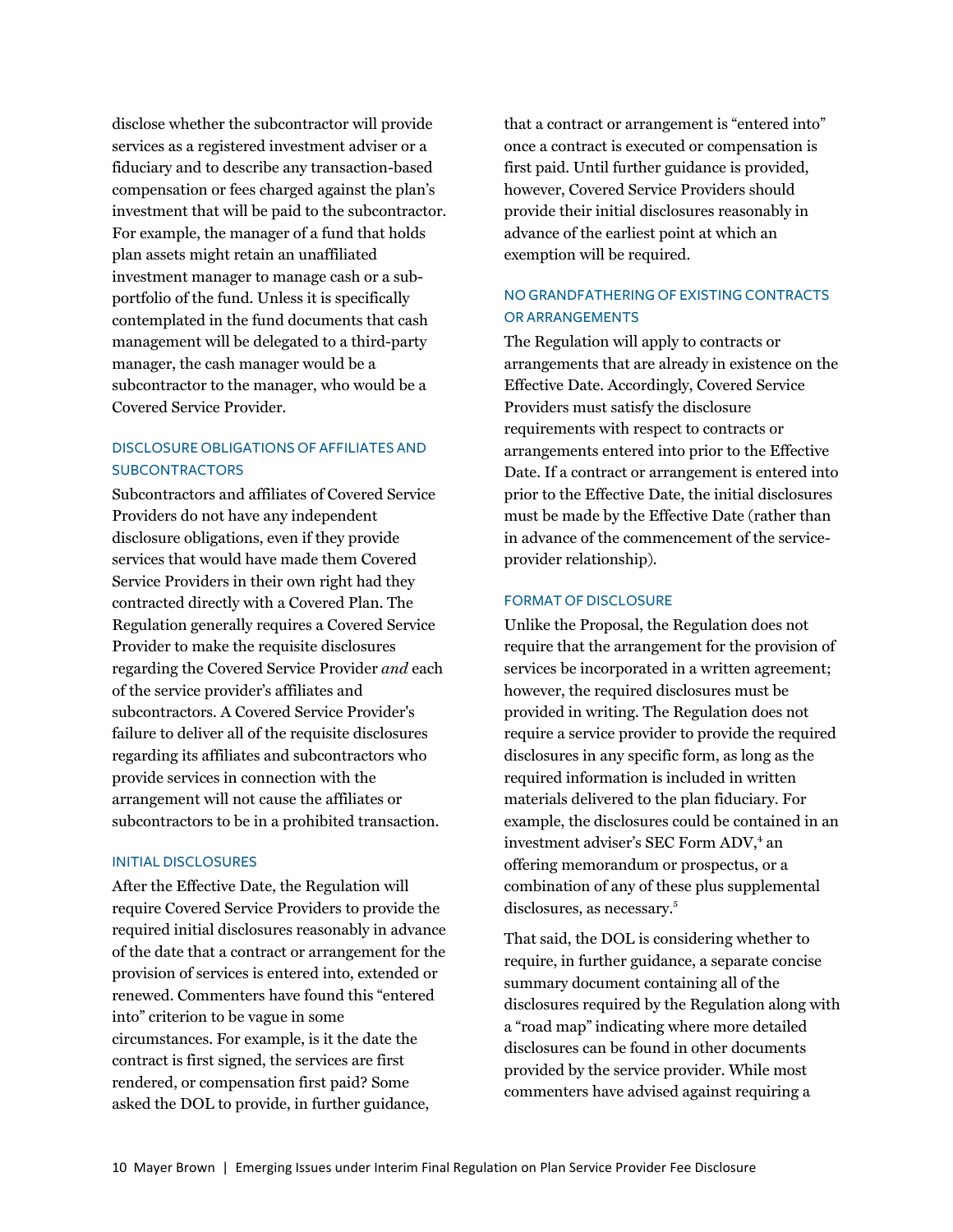disclose whether the subcontractor will provide services as a registered investment adviser or a fiduciary and to describe any transaction-based compensation or fees charged against the plan's investment that will be paid to the subcontractor. For example, the manager of a fund that holds plan assets might retain an unaffiliated investment manager to manage cash or a sub-portfolio of the fund. Unless it is specifically contemplated in the fund documents that cash management will be delegated to a third-party manager, the cash manager would be a subcontractor to the manager, who would be a Covered Service Provider.

### DISCLOSURE OBLIGATIONS OF AFFILIATES AND SUBCONTRACTORS

Subcontractors and affiliates of Covered Service Providers do not have any independent disclosure obligations, even if they provide services that would have made them Covered Service Providers in their own right had they contracted directly with a Covered Plan. The Regulation generally requires a Covered Service Provider to make the requisite disclosures regarding the Covered Service Provider *and* each of the service provider's affiliates and subcontractors. A Covered Service Provider's failure to deliver all of the requisite disclosures regarding its affiliates and subcontractors who provide services in connection with the arrangement will not cause the affiliates or subcontractors to be in a prohibited transaction.

### INITIAL DISCLOSURES

After the Effective Date, the Regulation will require Covered Service Providers to provide the required initial disclosures reasonably in advance of the date that a contract or arrangement for the provision of services is entered into, extended or renewed. Commenters have found this "entered into" criterion to be vague in some circumstances. For example, is it the date the contract is first signed, the services are first rendered, or compensation first paid? Some asked the DOL to provide, in further guidance, that a contract or arrangement is "entered into" once a contract is executed or compensation is first paid. Until further guidance is provided, however, Covered Service Providers should provide their initial disclosures reasonably in advance of the earliest point at which an exemption will be required.

### NO GRANDFATHERING OF EXISTING CONTRACTS OR ARRANGEMENTS

The Regulation will apply to contracts or arrangements that are already in existence on the Effective Date. Accordingly, Covered Service Providers must satisfy the disclosure requirements with respect to contracts or arrangements entered into prior to the Effective Date. If a contract or arrangement is entered into prior to the Effective Date, the initial disclosures must be made by the Effective Date (rather than in advance of the commencement of the service-provider relationship).

### FORMAT OF DISCLOSURE

Unlike the Proposal, the Regulation does not require that the arrangement for the provision of services be incorporated in a written agreement; however, the required disclosures must be provided in writing. The Regulation does not require a service provider to provide the required disclosures in any specific form, as long as the required information is included in written materials delivered to the plan fiduciary. For example, the disclosures could be contained in an investment adviser's SEC Form ADV,[4] an offering memorandum or prospectus, or a combination of any of these plus supplemental disclosures, as necessary.[5]

That said, the DOL is considering whether to require, in further guidance, a separate concise summary document containing all of the disclosures required by the Regulation along with a "road map" indicating where more detailed disclosures can be found in other documents provided by the service provider. While most commenters have advised against requiring a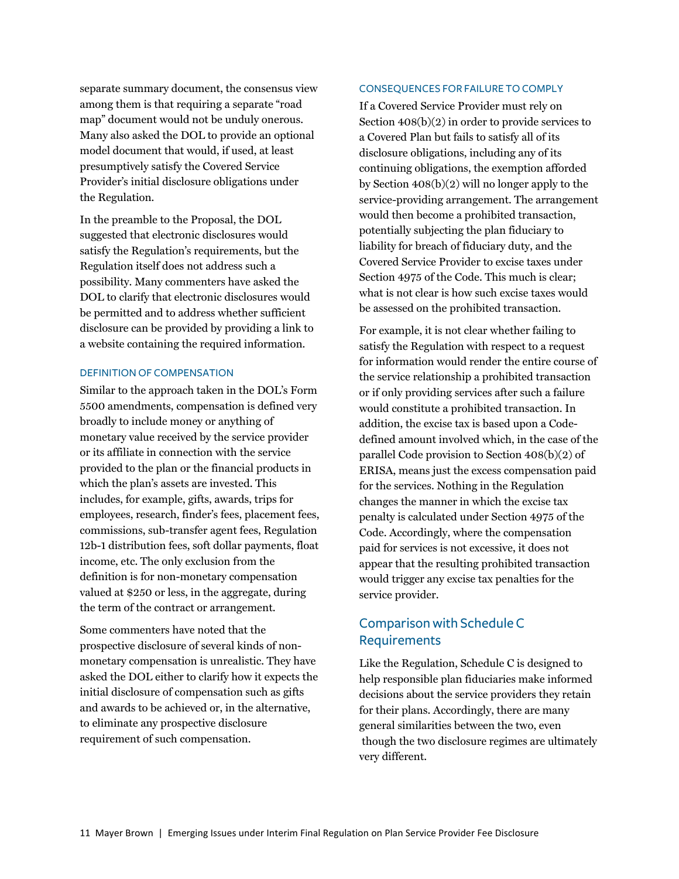separate summary document, the consensus view among them is that requiring a separate "road map" document would not be unduly onerous. Many also asked the DOL to provide an optional model document that would, if used, at least presumptively satisfy the Covered Service Provider's initial disclosure obligations under the Regulation.

In the preamble to the Proposal, the DOL suggested that electronic disclosures would satisfy the Regulation's requirements, but the Regulation itself does not address such a possibility. Many commenters have asked the DOL to clarify that electronic disclosures would be permitted and to address whether sufficient disclosure can be provided by providing a link to a website containing the required information.

### DEFINITION OF COMPENSATION

Similar to the approach taken in the DOL's Form 5500 amendments, compensation is defined very broadly to include money or anything of monetary value received by the service provider or its affiliate in connection with the service provided to the plan or the financial products in which the plan's assets are invested. This includes, for example, gifts, awards, trips for employees, research, finder's fees, placement fees, commissions, sub-transfer agent fees, Regulation 12b-1 distribution fees, soft dollar payments, float income, etc. The only exclusion from the definition is for non-monetary compensation valued at $250 or less, in the aggregate, during the term of the contract or arrangement.

Some commenters have noted that the prospective disclosure of several kinds of non-monetary compensation is unrealistic. They have asked the DOL either to clarify how it expects the initial disclosure of compensation such as gifts and awards to be achieved or, in the alternative, to eliminate any prospective disclosure requirement of such compensation.

### CONSEQUENCES FOR FAILURE TO COMPLY

If a Covered Service Provider must rely on Section 408(b)(2) in order to provide services to a Covered Plan but fails to satisfy all of its disclosure obligations, including any of its continuing obligations, the exemption afforded by Section 408(b)(2) will no longer apply to the service-providing arrangement. The arrangement would then become a prohibited transaction, potentially subjecting the plan fiduciary to liability for breach of fiduciary duty, and the Covered Service Provider to excise taxes under Section 4975 of the Code. This much is clear; what is not clear is how such excise taxes would be assessed on the prohibited transaction.

For example, it is not clear whether failing to satisfy the Regulation with respect to a request for information would render the entire course of the service relationship a prohibited transaction or if only providing services after such a failure would constitute a prohibited transaction. In addition, the excise tax is based upon a Code-defined amount involved which, in the case of the parallel Code provision to Section 408(b)(2) of ERISA, means just the excess compensation paid for the services. Nothing in the Regulation changes the manner in which the excise tax penalty is calculated under Section 4975 of the Code. Accordingly, where the compensation paid for services is not excessive, it does not appear that the resulting prohibited transaction would trigger any excise tax penalties for the service provider.

## Comparison with Schedule C Requirements

Like the Regulation, Schedule C is designed to help responsible plan fiduciaries make informed decisions about the service providers they retain for their plans. Accordingly, there are many general similarities between the two, even though the two disclosure regimes are ultimately very different.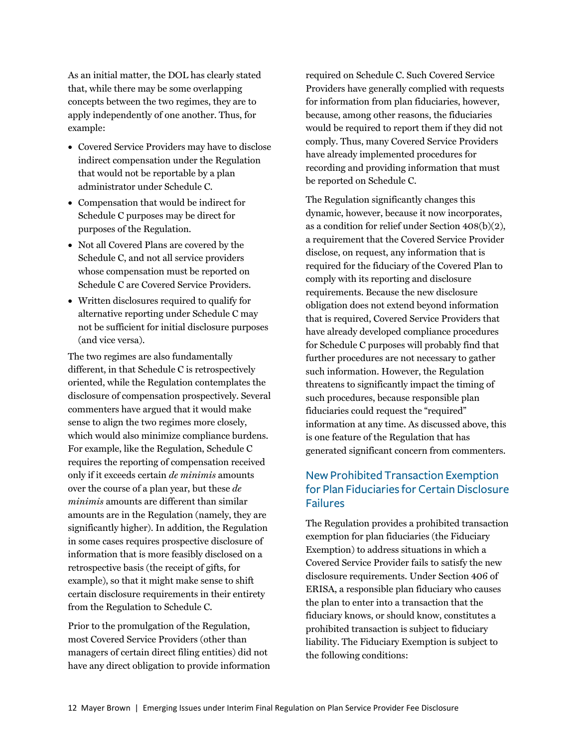As an initial matter, the DOL has clearly stated that, while there may be some overlapping concepts between the two regimes, they are to apply independently of one another. Thus, for example:

- Covered Service Providers may have to disclose indirect compensation under the Regulation that would not be reportable by a plan administrator under Schedule C.
- Compensation that would be indirect for Schedule C purposes may be direct for purposes of the Regulation.
- Not all Covered Plans are covered by the Schedule C, and not all service providers whose compensation must be reported on Schedule C are Covered Service Providers.
- Written disclosures required to qualify for alternative reporting under Schedule C may not be sufficient for initial disclosure purposes (and vice versa).

The two regimes are also fundamentally different, in that Schedule C is retrospectively oriented, while the Regulation contemplates the disclosure of compensation prospectively. Several commenters have argued that it would make sense to align the two regimes more closely, which would also minimize compliance burdens. For example, like the Regulation, Schedule C requires the reporting of compensation received only if it exceeds certain *de minimis* amounts over the course of a plan year, but these *de minimis* amounts are different than similar amounts are in the Regulation (namely, they are significantly higher). In addition, the Regulation in some cases requires prospective disclosure of information that is more feasibly disclosed on a retrospective basis (the receipt of gifts, for example), so that it might make sense to shift certain disclosure requirements in their entirety from the Regulation to Schedule C.

Prior to the promulgation of the Regulation, most Covered Service Providers (other than managers of certain direct filing entities) did not have any direct obligation to provide information required on Schedule C. Such Covered Service Providers have generally complied with requests for information from plan fiduciaries, however, because, among other reasons, the fiduciaries would be required to report them if they did not comply. Thus, many Covered Service Providers have already implemented procedures for recording and providing information that must be reported on Schedule C.

The Regulation significantly changes this dynamic, however, because it now incorporates, as a condition for relief under Section 408(b)(2), a requirement that the Covered Service Provider disclose, on request, any information that is required for the fiduciary of the Covered Plan to comply with its reporting and disclosure requirements. Because the new disclosure obligation does not extend beyond information that is required, Covered Service Providers that have already developed compliance procedures for Schedule C purposes will probably find that further procedures are not necessary to gather such information. However, the Regulation threatens to significantly impact the timing of such procedures, because responsible plan fiduciaries could request the "required" information at any time. As discussed above, this is one feature of the Regulation that has generated significant concern from commenters.

## New Prohibited Transaction Exemption for Plan Fiduciaries for Certain Disclosure Failures

The Regulation provides a prohibited transaction exemption for plan fiduciaries (the Fiduciary Exemption) to address situations in which a Covered Service Provider fails to satisfy the new disclosure requirements. Under Section 406 of ERISA, a responsible plan fiduciary who causes the plan to enter into a transaction that the fiduciary knows, or should know, constitutes a prohibited transaction is subject to fiduciary liability. The Fiduciary Exemption is subject to the following conditions: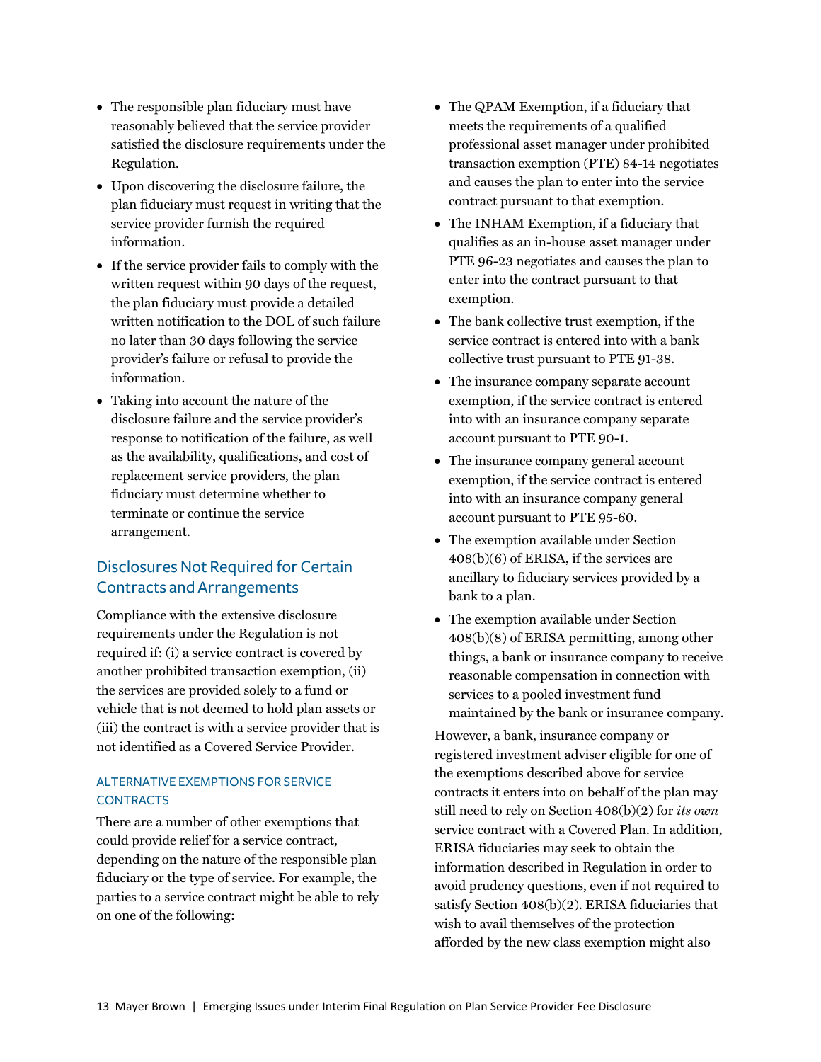- The responsible plan fiduciary must have reasonably believed that the service provider satisfied the disclosure requirements under the Regulation.
- Upon discovering the disclosure failure, the plan fiduciary must request in writing that the service provider furnish the required information.
- If the service provider fails to comply with the written request within 90 days of the request, the plan fiduciary must provide a detailed written notification to the DOL of such failure no later than 30 days following the service provider's failure or refusal to provide the information.
- Taking into account the nature of the disclosure failure and the service provider's response to notification of the failure, as well as the availability, qualifications, and cost of replacement service providers, the plan fiduciary must determine whether to terminate or continue the service arrangement.

## Disclosures Not Required for Certain Contracts and Arrangements

Compliance with the extensive disclosure requirements under the Regulation is not required if: (i) a service contract is covered by another prohibited transaction exemption, (ii) the services are provided solely to a fund or vehicle that is not deemed to hold plan assets or (iii) the contract is with a service provider that is not identified as a Covered Service Provider.

### ALTERNATIVE EXEMPTIONS FOR SERVICE CONTRACTS

There are a number of other exemptions that could provide relief for a service contract, depending on the nature of the responsible plan fiduciary or the type of service. For example, the parties to a service contract might be able to rely on one of the following:

- The QPAM Exemption, if a fiduciary that meets the requirements of a qualified professional asset manager under prohibited transaction exemption (PTE) 84-14 negotiates and causes the plan to enter into the service contract pursuant to that exemption.
- The INHAM Exemption, if a fiduciary that qualifies as an in-house asset manager under PTE 96-23 negotiates and causes the plan to enter into the contract pursuant to that exemption.
- The bank collective trust exemption, if the service contract is entered into with a bank collective trust pursuant to PTE 91-38.
- The insurance company separate account exemption, if the service contract is entered into with an insurance company separate account pursuant to PTE 90-1.
- The insurance company general account exemption, if the service contract is entered into with an insurance company general account pursuant to PTE 95-60.
- The exemption available under Section 408(b)(6) of ERISA, if the services are ancillary to fiduciary services provided by a bank to a plan.
- The exemption available under Section 408(b)(8) of ERISA permitting, among other things, a bank or insurance company to receive reasonable compensation in connection with services to a pooled investment fund maintained by the bank or insurance company.

However, a bank, insurance company or registered investment adviser eligible for one of the exemptions described above for service contracts it enters into on behalf of the plan may still need to rely on Section 408(b)(2) for *its own* service contract with a Covered Plan. In addition, ERISA fiduciaries may seek to obtain the information described in Regulation in order to avoid prudency questions, even if not required to satisfy Section 408(b)(2). ERISA fiduciaries that wish to avail themselves of the protection afforded by the new class exemption might also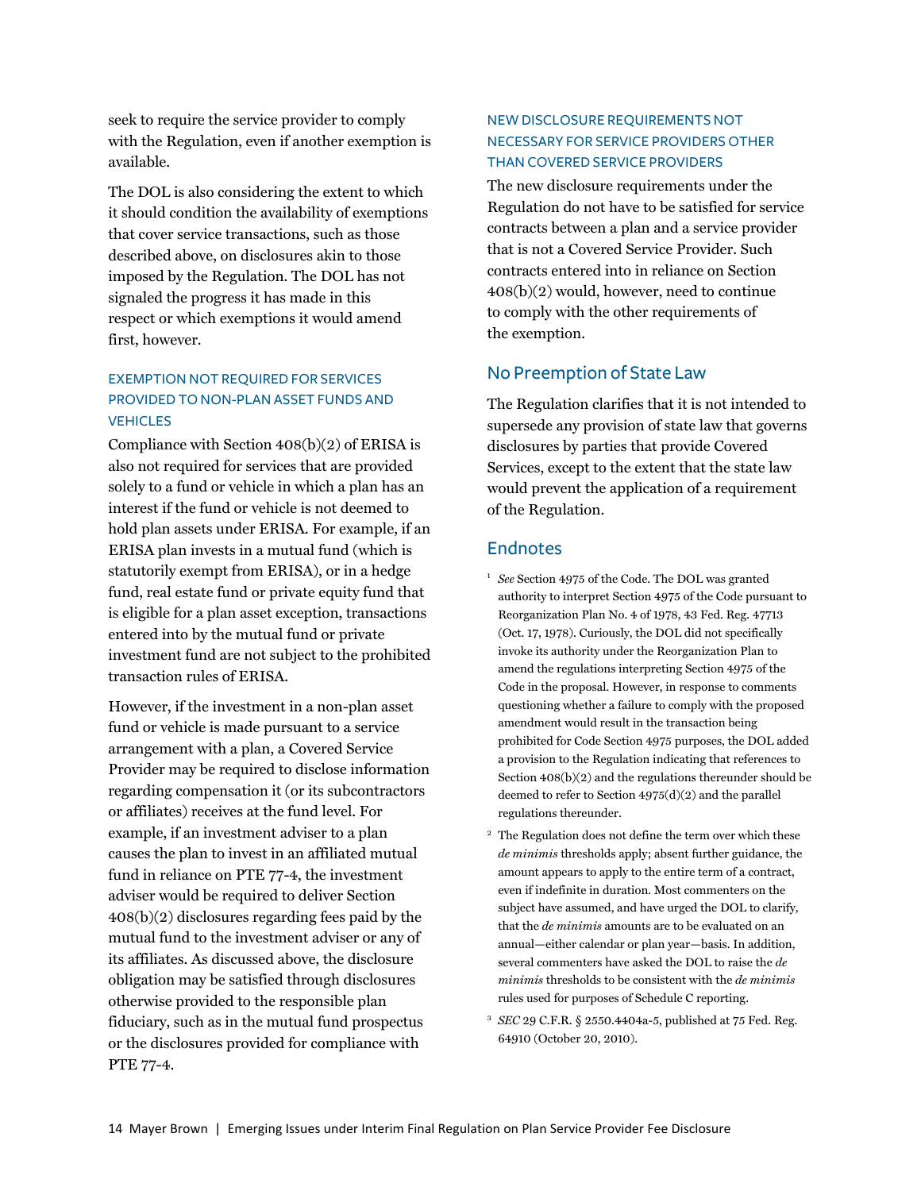seek to require the service provider to comply with the Regulation, even if another exemption is available.

The DOL is also considering the extent to which it should condition the availability of exemptions that cover service transactions, such as those described above, on disclosures akin to those imposed by the Regulation. The DOL has not signaled the progress it has made in this respect or which exemptions it would amend first, however.

#### EXEMPTION NOT REQUIRED FOR SERVICES PROVIDED TO NON-PLAN ASSET FUNDS AND VEHICLES

Compliance with Section 408(b)(2) of ERISA is also not required for services that are provided solely to a fund or vehicle in which a plan has an interest if the fund or vehicle is not deemed to hold plan assets under ERISA. For example, if an ERISA plan invests in a mutual fund (which is statutorily exempt from ERISA), or in a hedge fund, real estate fund or private equity fund that is eligible for a plan asset exception, transactions entered into by the mutual fund or private investment fund are not subject to the prohibited transaction rules of ERISA.

However, if the investment in a non-plan asset fund or vehicle is made pursuant to a service arrangement with a plan, a Covered Service Provider may be required to disclose information regarding compensation it (or its subcontractors or affiliates) receives at the fund level. For example, if an investment adviser to a plan causes the plan to invest in an affiliated mutual fund in reliance on PTE 77-4, the investment adviser would be required to deliver Section 408(b)(2) disclosures regarding fees paid by the mutual fund to the investment adviser or any of its affiliates. As discussed above, the disclosure obligation may be satisfied through disclosures otherwise provided to the responsible plan fiduciary, such as in the mutual fund prospectus or the disclosures provided for compliance with PTE 77-4.

#### NEW DISCLOSURE REQUIREMENTS NOT NECESSARY FOR SERVICE PROVIDERS OTHER THAN COVERED SERVICE PROVIDERS

The new disclosure requirements under the Regulation do not have to be satisfied for service contracts between a plan and a service provider that is not a Covered Service Provider. Such contracts entered into in reliance on Section 408(b)(2) would, however, need to continue to comply with the other requirements of the exemption.

## No Preemption of State Law

The Regulation clarifies that it is not intended to supersede any provision of state law that governs disclosures by parties that provide Covered Services, except to the extent that the state law would prevent the application of a requirement of the Regulation.

## Endnotes

[1] *See* Section 4975 of the Code. The DOL was granted authority to interpret Section 4975 of the Code pursuant to Reorganization Plan No. 4 of 1978, 43 Fed. Reg. 47713 (Oct. 17, 1978). Curiously, the DOL did not specifically invoke its authority under the Reorganization Plan to amend the regulations interpreting Section 4975 of the Code in the proposal. However, in response to comments questioning whether a failure to comply with the proposed amendment would result in the transaction being prohibited for Code Section 4975 purposes, the DOL added a provision to the Regulation indicating that references to Section 408(b)(2) and the regulations thereunder should be deemed to refer to Section 4975(d)(2) and the parallel regulations thereunder.

[2] The Regulation does not define the term over which these *de minimis* thresholds apply; absent further guidance, the amount appears to apply to the entire term of a contract, even if indefinite in duration. Most commenters on the subject have assumed, and have urged the DOL to clarify, that the *de minimis* amounts are to be evaluated on an annual—either calendar or plan year—basis. In addition, several commenters have asked the DOL to raise the *de minimis* thresholds to be consistent with the *de minimis* rules used for purposes of Schedule C reporting.

[3] *SEC* 29 C.F.R. § 2550.4404a-5, published at 75 Fed. Reg. 64910 (October 20, 2010).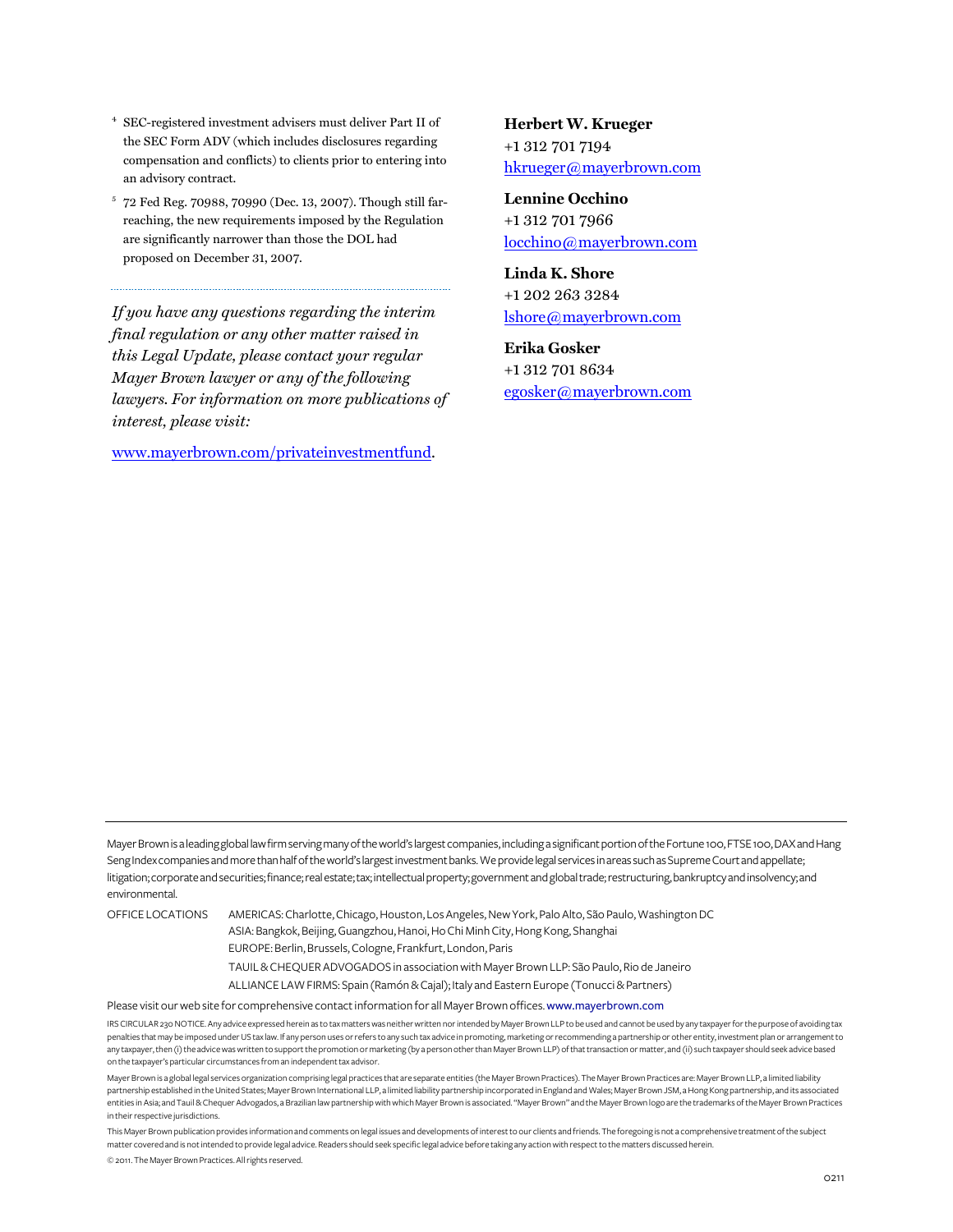[4] SEC-registered investment advisers must deliver Part II of the SEC Form ADV (which includes disclosures regarding compensation and conflicts) to clients prior to entering into an advisory contract.

[5] 72 Fed Reg. 70988, 70990 (Dec. 13, 2007). Though still far-reaching, the new requirements imposed by the Regulation are significantly narrower than those the DOL had proposed on December 31, 2007.

---

*If you have any questions regarding the interim final regulation or any other matter raised in this Legal Update, please contact your regular Mayer Brown lawyer or any of the following lawyers. For information on more publications of interest, please visit:*

www.mayerbrown.com/privateinvestmentfund.

**Herbert W. Krueger**
+1 312 701 7194
hkrueger@mayerbrown.com

**Lennine Occhino**
+1 312 701 7966
locchino@mayerbrown.com

**Linda K. Shore**
+1 202 263 3284
lshore@mayerbrown.com

**Erika Gosker**
+1 312 701 8634
egosker@mayerbrown.com

---

Mayer Brown is a leading global law firm serving many of the world's largest companies, including a significant portion of the Fortune 100, FTSE 100, DAX and Hang Seng Index companies and more than half of the world's largest investment banks. We provide legal services in areas such as Supreme Court and appellate; litigation; corporate and securities; finance; real estate; tax; intellectual property; government and global trade; restructuring, bankruptcy and insolvency; and environmental.

OFFICE LOCATIONS
AMERICAS: Charlotte, Chicago, Houston, Los Angeles, New York, Palo Alto, São Paulo, Washington DC
ASIA: Bangkok, Beijing, Guangzhou, Hanoi, Ho Chi Minh City, Hong Kong, Shanghai
EUROPE: Berlin, Brussels, Cologne, Frankfurt, London, Paris
TAUIL & CHEQUER ADVOGADOS in association with Mayer Brown LLP: São Paulo, Rio de Janeiro
ALLIANCE LAW FIRMS: Spain (Ramón & Cajal); Italy and Eastern Europe (Tonucci & Partners)

Please visit our web site for comprehensive contact information for all Mayer Brown offices. www.mayerbrown.com

IRS CIRCULAR 230 NOTICE. Any advice expressed herein as to tax matters was neither written nor intended by Mayer Brown LLP to be used and cannot be used by any taxpayer for the purpose of avoiding tax penalties that may be imposed under US tax law. If any person uses or refers to any such tax advice in promoting, marketing or recommending a partnership or other entity, investment plan or arrangement to any taxpayer, then (i) the advice was written to support the promotion or marketing (by a person other than Mayer Brown LLP) of that transaction or matter, and (ii) such taxpayer should seek advice based on the taxpayer's particular circumstances from an independent tax advisor.

Mayer Brown is a global legal services organization comprising legal practices that are separate entities (the Mayer Brown Practices). The Mayer Brown Practices are: Mayer Brown LLP, a limited liability partnership established in the United States; Mayer Brown International LLP, a limited liability partnership incorporated in England and Wales; Mayer Brown JSM, a Hong Kong partnership, and its associated entities in Asia; and Tauil & Chequer Advogados, a Brazilian law partnership with which Mayer Brown is associated. "Mayer Brown" and the Mayer Brown logo are the trademarks of the Mayer Brown Practices in their respective jurisdictions.

This Mayer Brown publication provides information and comments on legal issues and developments of interest to our clients and friends. The foregoing is not a comprehensive treatment of the subject matter covered and is not intended to provide legal advice. Readers should seek specific legal advice before taking any action with respect to the matters discussed herein.

© 2011. The Mayer Brown Practices. All rights reserved.

0211